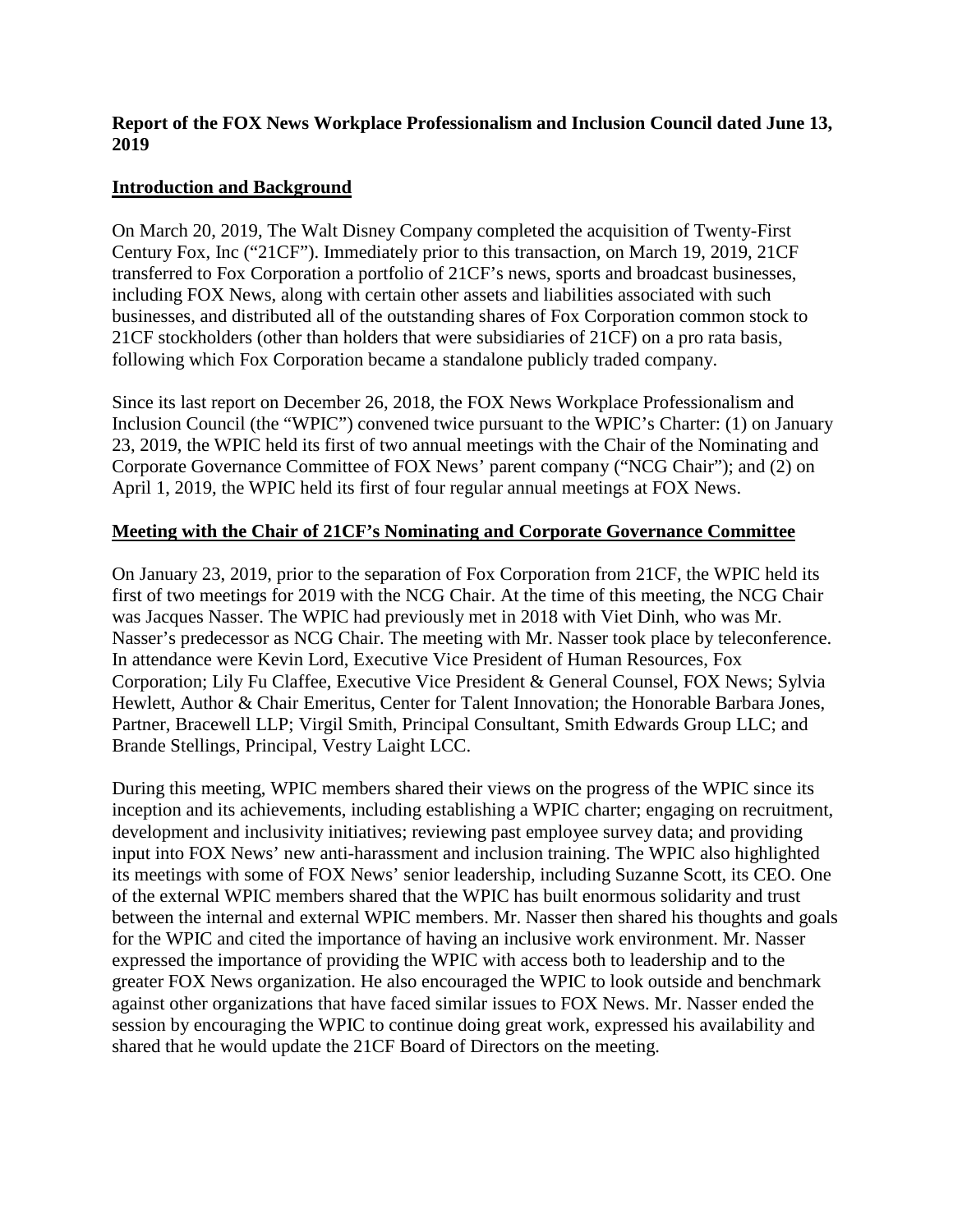**Report of the FOX News Workplace Professionalism and Inclusion Council dated June 13, 2019**

**Introduction and Background**

On March 20, 2019, The Walt Disney Company completed the acquisition of Twenty-First Century Fox, Inc ("21CF"). Immediately prior to this transaction, on March 19, 2019, 21CF transferred to Fox Corporation a portfolio of 21CF's news, sports and broadcast businesses, including FOX News, along with certain other assets and liabilities associated with such businesses, and distributed all of the outstanding shares of Fox Corporation common stock to 21CF stockholders (other than holders that were subsidiaries of 21CF) on a pro rata basis, following which Fox Corporation became a standalone publicly traded company.

Since its last report on December 26, 2018, the FOX News Workplace Professionalism and Inclusion Council (the "WPIC") convened twice pursuant to the WPIC's Charter: (1) on January 23, 2019, the WPIC held its first of two annual meetings with the Chair of the Nominating and Corporate Governance Committee of FOX News' parent company ("NCG Chair"); and (2) on April 1, 2019, the WPIC held its first of four regular annual meetings at FOX News.

**Meeting with the Chair of 21CF's Nominating and Corporate Governance Committee**

On January 23, 2019, prior to the separation of Fox Corporation from 21CF, the WPIC held its first of two meetings for 2019 with the NCG Chair. At the time of this meeting, the NCG Chair was Jacques Nasser. The WPIC had previously met in 2018 with Viet Dinh, who was Mr. Nasser's predecessor as NCG Chair. The meeting with Mr. Nasser took place by teleconference. In attendance were Kevin Lord, Executive Vice President of Human Resources, Fox Corporation; Lily Fu Claffee, Executive Vice President & General Counsel, FOX News; Sylvia Hewlett, Author & Chair Emeritus, Center for Talent Innovation; the Honorable Barbara Jones, Partner, Bracewell LLP; Virgil Smith, Principal Consultant, Smith Edwards Group LLC; and Brande Stellings, Principal, Vestry Laight LCC.

During this meeting, WPIC members shared their views on the progress of the WPIC since its inception and its achievements, including establishing a WPIC charter; engaging on recruitment, development and inclusivity initiatives; reviewing past employee survey data; and providing input into FOX News' new anti-harassment and inclusion training. The WPIC also highlighted its meetings with some of FOX News' senior leadership, including Suzanne Scott, its CEO. One of the external WPIC members shared that the WPIC has built enormous solidarity and trust between the internal and external WPIC members. Mr. Nasser then shared his thoughts and goals for the WPIC and cited the importance of having an inclusive work environment. Mr. Nasser expressed the importance of providing the WPIC with access both to leadership and to the greater FOX News organization. He also encouraged the WPIC to look outside and benchmark against other organizations that have faced similar issues to FOX News. Mr. Nasser ended the session by encouraging the WPIC to continue doing great work, expressed his availability and shared that he would update the 21CF Board of Directors on the meeting.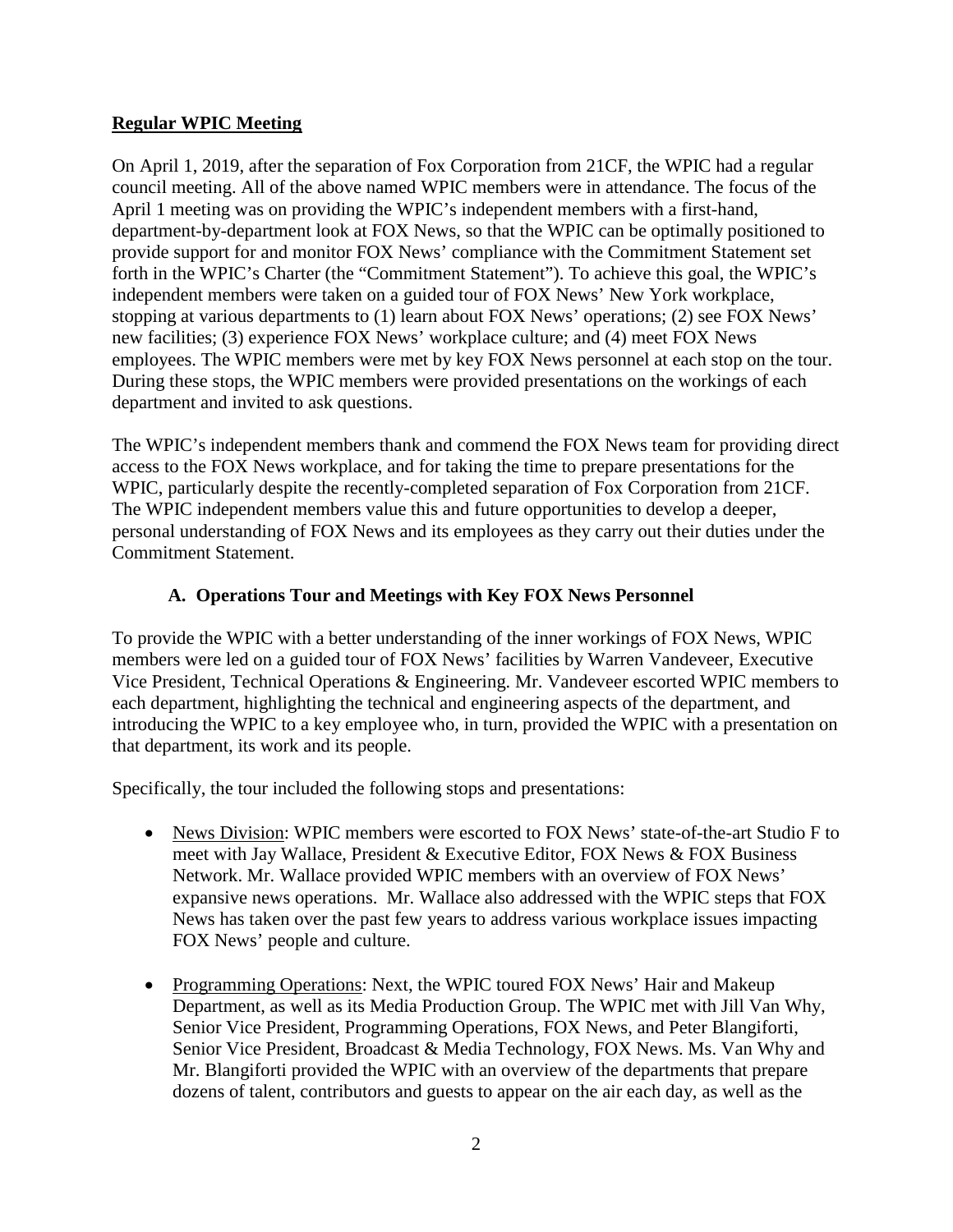**<u>Regular WPIC Meeting</u>**

On April 1, 2019, after the separation of Fox Corporation from 21CF, the WPIC had a regular council meeting. All of the above named WPIC members were in attendance. The focus of the April 1 meeting was on providing the WPIC's independent members with a first-hand, department-by-department look at FOX News, so that the WPIC can be optimally positioned to provide support for and monitor FOX News' compliance with the Commitment Statement set forth in the WPIC's Charter (the "Commitment Statement"). To achieve this goal, the WPIC's independent members were taken on a guided tour of FOX News' New York workplace, stopping at various departments to (1) learn about FOX News' operations; (2) see FOX News' new facilities; (3) experience FOX News' workplace culture; and (4) meet FOX News employees. The WPIC members were met by key FOX News personnel at each stop on the tour. During these stops, the WPIC members were provided presentations on the workings of each department and invited to ask questions.

The WPIC's independent members thank and commend the FOX News team for providing direct access to the FOX News workplace, and for taking the time to prepare presentations for the WPIC, particularly despite the recently-completed separation of Fox Corporation from 21CF. The WPIC independent members value this and future opportunities to develop a deeper, personal understanding of FOX News and its employees as they carry out their duties under the Commitment Statement.

### A. Operations Tour and Meetings with Key FOX News Personnel

To provide the WPIC with a better understanding of the inner workings of FOX News, WPIC members were led on a guided tour of FOX News' facilities by Warren Vandeveer, Executive Vice President, Technical Operations & Engineering. Mr. Vandeveer escorted WPIC members to each department, highlighting the technical and engineering aspects of the department, and introducing the WPIC to a key employee who, in turn, provided the WPIC with a presentation on that department, its work and its people.

Specifically, the tour included the following stops and presentations:

- <u>News Division</u>: WPIC members were escorted to FOX News' state-of-the-art Studio F to meet with Jay Wallace, President & Executive Editor, FOX News & FOX Business Network. Mr. Wallace provided WPIC members with an overview of FOX News' expansive news operations. Mr. Wallace also addressed with the WPIC steps that FOX News has taken over the past few years to address various workplace issues impacting FOX News' people and culture.

- <u>Programming Operations</u>: Next, the WPIC toured FOX News' Hair and Makeup Department, as well as its Media Production Group. The WPIC met with Jill Van Why, Senior Vice President, Programming Operations, FOX News, and Peter Blangiforti, Senior Vice President, Broadcast & Media Technology, FOX News. Ms. Van Why and Mr. Blangiforti provided the WPIC with an overview of the departments that prepare dozens of talent, contributors and guests to appear on the air each day, as well as the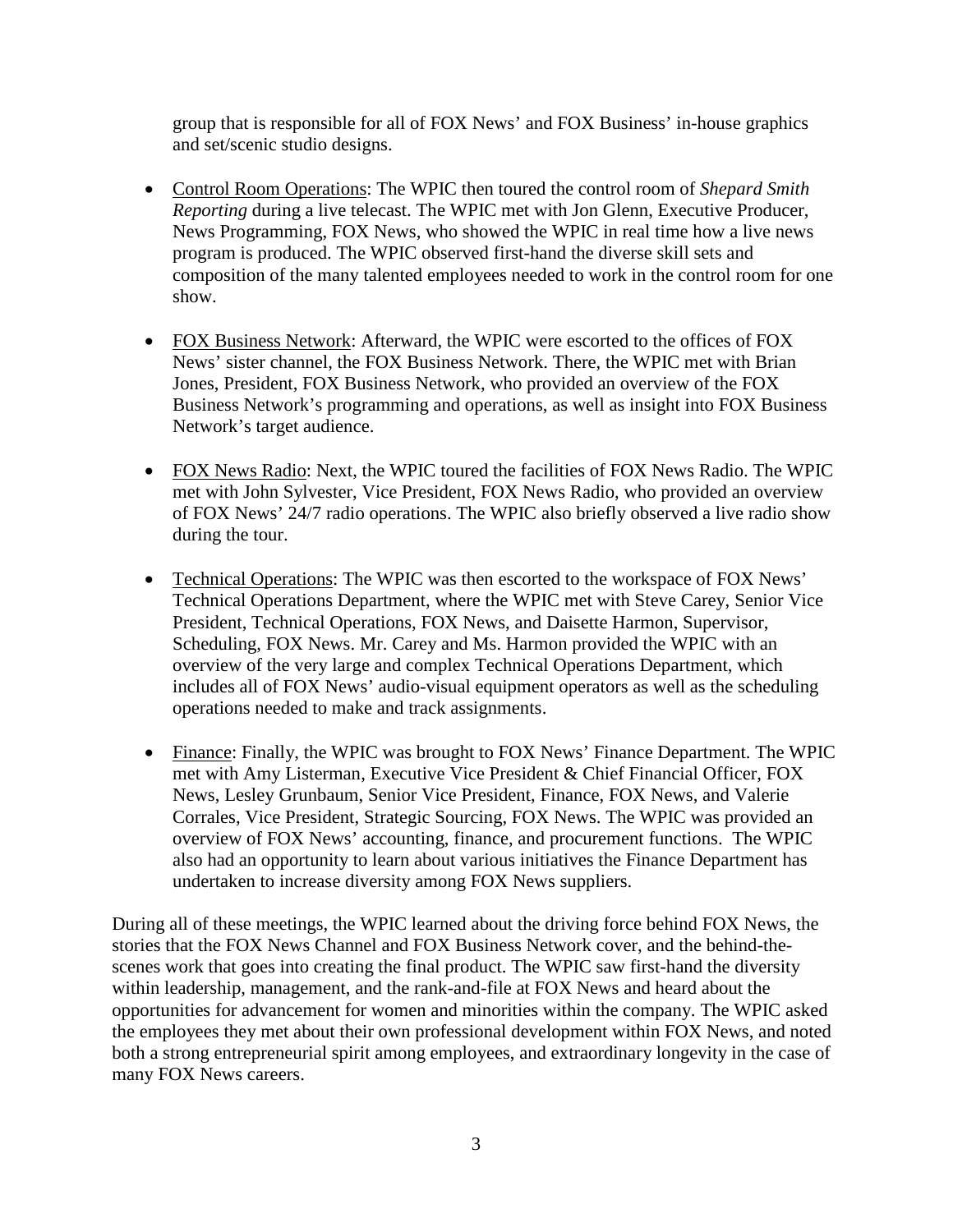group that is responsible for all of FOX News' and FOX Business' in-house graphics and set/scenic studio designs.

- Control Room Operations: The WPIC then toured the control room of *Shepard Smith Reporting* during a live telecast. The WPIC met with Jon Glenn, Executive Producer, News Programming, FOX News, who showed the WPIC in real time how a live news program is produced. The WPIC observed first-hand the diverse skill sets and composition of the many talented employees needed to work in the control room for one show.

- FOX Business Network: Afterward, the WPIC were escorted to the offices of FOX News' sister channel, the FOX Business Network. There, the WPIC met with Brian Jones, President, FOX Business Network, who provided an overview of the FOX Business Network's programming and operations, as well as insight into FOX Business Network's target audience.

- FOX News Radio: Next, the WPIC toured the facilities of FOX News Radio. The WPIC met with John Sylvester, Vice President, FOX News Radio, who provided an overview of FOX News' 24/7 radio operations. The WPIC also briefly observed a live radio show during the tour.

- Technical Operations: The WPIC was then escorted to the workspace of FOX News' Technical Operations Department, where the WPIC met with Steve Carey, Senior Vice President, Technical Operations, FOX News, and Daisette Harmon, Supervisor, Scheduling, FOX News. Mr. Carey and Ms. Harmon provided the WPIC with an overview of the very large and complex Technical Operations Department, which includes all of FOX News' audio-visual equipment operators as well as the scheduling operations needed to make and track assignments.

- Finance: Finally, the WPIC was brought to FOX News' Finance Department. The WPIC met with Amy Listerman, Executive Vice President & Chief Financial Officer, FOX News, Lesley Grunbaum, Senior Vice President, Finance, FOX News, and Valerie Corrales, Vice President, Strategic Sourcing, FOX News. The WPIC was provided an overview of FOX News' accounting, finance, and procurement functions. The WPIC also had an opportunity to learn about various initiatives the Finance Department has undertaken to increase diversity among FOX News suppliers.

During all of these meetings, the WPIC learned about the driving force behind FOX News, the stories that the FOX News Channel and FOX Business Network cover, and the behind-the-scenes work that goes into creating the final product. The WPIC saw first-hand the diversity within leadership, management, and the rank-and-file at FOX News and heard about the opportunities for advancement for women and minorities within the company. The WPIC asked the employees they met about their own professional development within FOX News, and noted both a strong entrepreneurial spirit among employees, and extraordinary longevity in the case of many FOX News careers.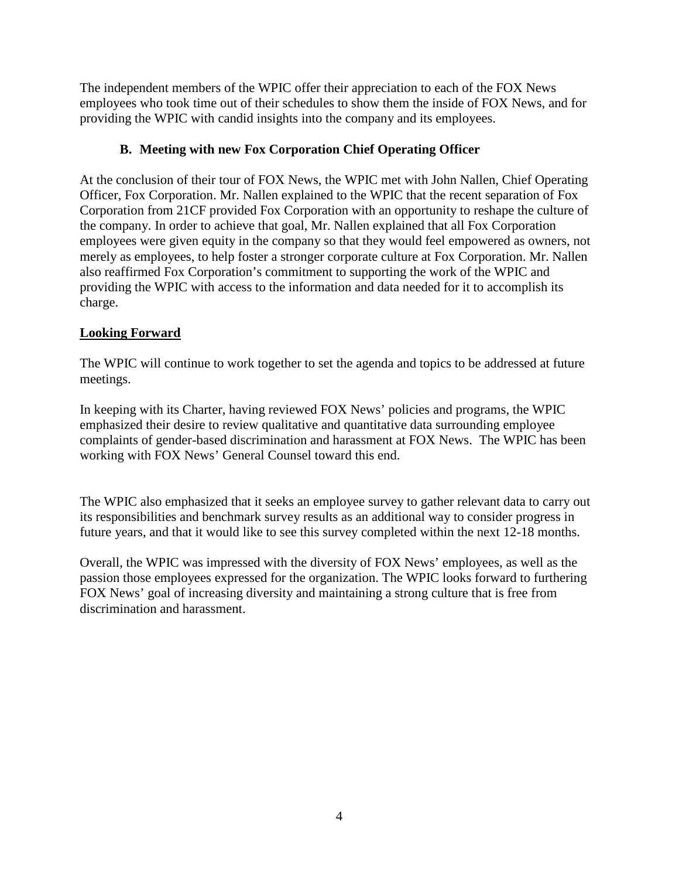The independent members of the WPIC offer their appreciation to each of the FOX News employees who took time out of their schedules to show them the inside of FOX News, and for providing the WPIC with candid insights into the company and its employees.

### B. Meeting with new Fox Corporation Chief Operating Officer

At the conclusion of their tour of FOX News, the WPIC met with John Nallen, Chief Operating Officer, Fox Corporation. Mr. Nallen explained to the WPIC that the recent separation of Fox Corporation from 21CF provided Fox Corporation with an opportunity to reshape the culture of the company. In order to achieve that goal, Mr. Nallen explained that all Fox Corporation employees were given equity in the company so that they would feel empowered as owners, not merely as employees, to help foster a stronger corporate culture at Fox Corporation. Mr. Nallen also reaffirmed Fox Corporation's commitment to supporting the work of the WPIC and providing the WPIC with access to the information and data needed for it to accomplish its charge.

## Looking Forward

The WPIC will continue to work together to set the agenda and topics to be addressed at future meetings.

In keeping with its Charter, having reviewed FOX News' policies and programs, the WPIC emphasized their desire to review qualitative and quantitative data surrounding employee complaints of gender-based discrimination and harassment at FOX News. The WPIC has been working with FOX News' General Counsel toward this end.

The WPIC also emphasized that it seeks an employee survey to gather relevant data to carry out its responsibilities and benchmark survey results as an additional way to consider progress in future years, and that it would like to see this survey completed within the next 12-18 months.

Overall, the WPIC was impressed with the diversity of FOX News' employees, as well as the passion those employees expressed for the organization. The WPIC looks forward to furthering FOX News' goal of increasing diversity and maintaining a strong culture that is free from discrimination and harassment.